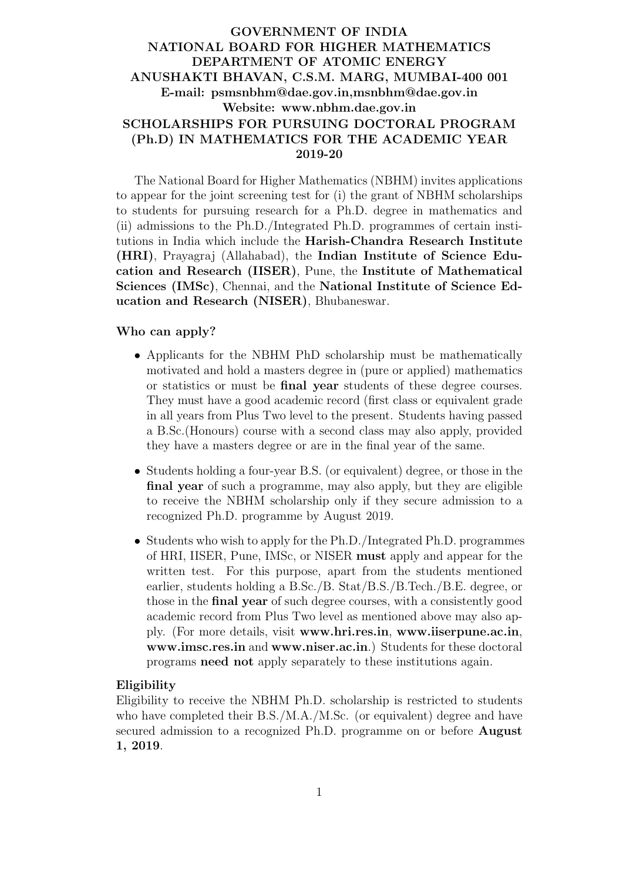# GOVERNMENT OF INDIA
# NATIONAL BOARD FOR HIGHER MATHEMATICS
# DEPARTMENT OF ATOMIC ENERGY
# ANUSHAKTI BHAVAN, C.S.M. MARG, MUMBAI-400 001

**E-mail: psmsnbhm@dae.gov.in,msnbhm@dae.gov.in**

**Website: www.nbhm.dae.gov.in**

## SCHOLARSHIPS FOR PURSUING DOCTORAL PROGRAM (Ph.D) IN MATHEMATICS FOR THE ACADEMIC YEAR 2019-20

The National Board for Higher Mathematics (NBHM) invites applications to appear for the joint screening test for (i) the grant of NBHM scholarships to students for pursuing research for a Ph.D. degree in mathematics and (ii) admissions to the Ph.D./Integrated Ph.D. programmes of certain institutions in India which include the **Harish-Chandra Research Institute (HRI)**, Prayagraj (Allahabad), the **Indian Institute of Science Education and Research (IISER)**, Pune, the **Institute of Mathematical Sciences (IMSc)**, Chennai, and the **National Institute of Science Education and Research (NISER)**, Bhubaneswar.

### Who can apply?

- Applicants for the NBHM PhD scholarship must be mathematically motivated and hold a masters degree in (pure or applied) mathematics or statistics or must be **final year** students of these degree courses. They must have a good academic record (first class or equivalent grade in all years from Plus Two level to the present. Students having passed a B.Sc.(Honours) course with a second class may also apply, provided they have a masters degree or are in the final year of the same.
- Students holding a four-year B.S. (or equivalent) degree, or those in the **final year** of such a programme, may also apply, but they are eligible to receive the NBHM scholarship only if they secure admission to a recognized Ph.D. programme by August 2019.
- Students who wish to apply for the Ph.D./Integrated Ph.D. programmes of HRI, IISER, Pune, IMSc, or NISER **must** apply and appear for the written test. For this purpose, apart from the students mentioned earlier, students holding a B.Sc./B. Stat/B.S./B.Tech./B.E. degree, or those in the **final year** of such degree courses, with a consistently good academic record from Plus Two level as mentioned above may also apply. (For more details, visit **www.hri.res.in**, **www.iiserpune.ac.in**, **www.imsc.res.in** and **www.niser.ac.in**.) Students for these doctoral programs **need not** apply separately to these institutions again.

### Eligibility

Eligibility to receive the NBHM Ph.D. scholarship is restricted to students who have completed their B.S./M.A./M.Sc. (or equivalent) degree and have secured admission to a recognized Ph.D. programme on or before **August 1, 2019**.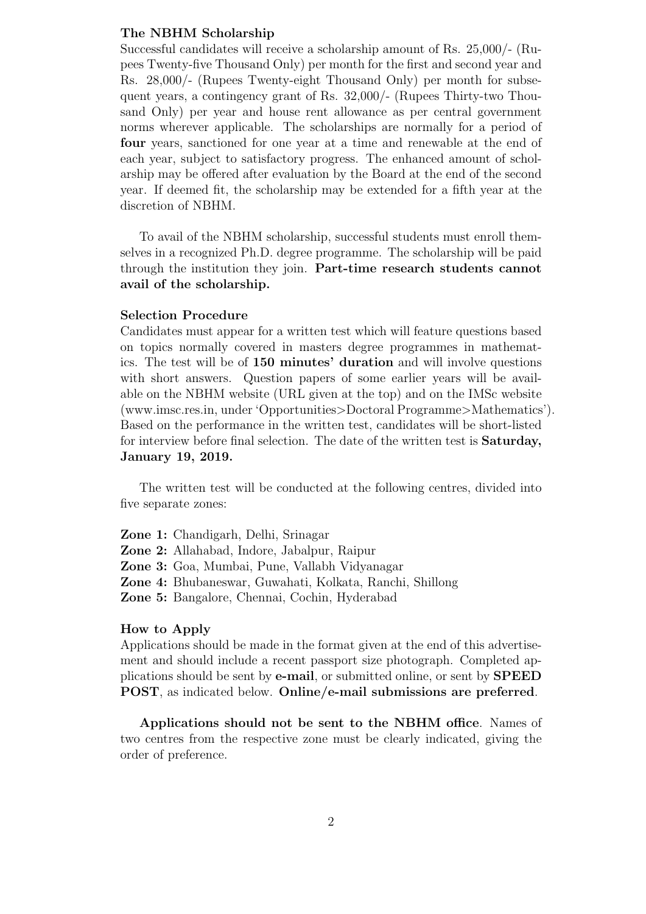**The NBHM Scholarship**

Successful candidates will receive a scholarship amount of Rs. 25,000/- (Rupees Twenty-five Thousand Only) per month for the first and second year and Rs. 28,000/- (Rupees Twenty-eight Thousand Only) per month for subsequent years, a contingency grant of Rs. 32,000/- (Rupees Thirty-two Thousand Only) per year and house rent allowance as per central government norms wherever applicable. The scholarships are normally for a period of **four** years, sanctioned for one year at a time and renewable at the end of each year, subject to satisfactory progress. The enhanced amount of scholarship may be offered after evaluation by the Board at the end of the second year. If deemed fit, the scholarship may be extended for a fifth year at the discretion of NBHM.

To avail of the NBHM scholarship, successful students must enroll themselves in a recognized Ph.D. degree programme. The scholarship will be paid through the institution they join. **Part-time research students cannot avail of the scholarship.**

**Selection Procedure**

Candidates must appear for a written test which will feature questions based on topics normally covered in masters degree programmes in mathematics. The test will be of **150 minutes' duration** and will involve questions with short answers. Question papers of some earlier years will be available on the NBHM website (URL given at the top) and on the IMSc website (www.imsc.res.in, under 'Opportunities>Doctoral Programme>Mathematics'). Based on the performance in the written test, candidates will be short-listed for interview before final selection. The date of the written test is **Saturday, January 19, 2019.**

The written test will be conducted at the following centres, divided into five separate zones:

**Zone 1:** Chandigarh, Delhi, Srinagar
**Zone 2:** Allahabad, Indore, Jabalpur, Raipur
**Zone 3:** Goa, Mumbai, Pune, Vallabh Vidyanagar
**Zone 4:** Bhubaneswar, Guwahati, Kolkata, Ranchi, Shillong
**Zone 5:** Bangalore, Chennai, Cochin, Hyderabad

**How to Apply**

Applications should be made in the format given at the end of this advertisement and should include a recent passport size photograph. Completed applications should be sent by **e-mail**, or submitted online, or sent by **SPEED POST**, as indicated below. **Online/e-mail submissions are preferred**.

**Applications should not be sent to the NBHM office**. Names of two centres from the respective zone must be clearly indicated, giving the order of preference.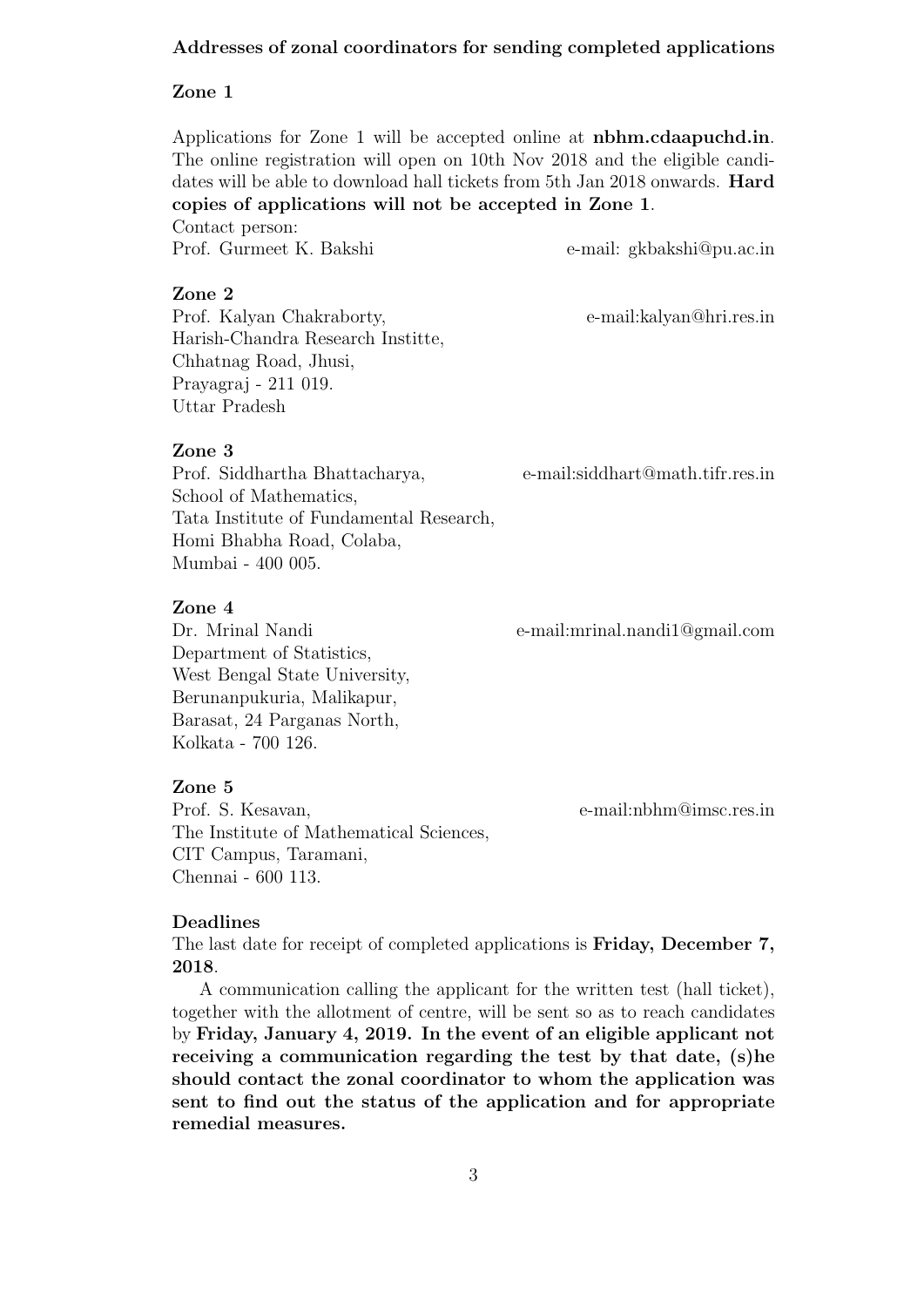**Addresses of zonal coordinators for sending completed applications**

**Zone 1**

Applications for Zone 1 will be accepted online at **nbhm.cdaapuchd.in**. The online registration will open on 10th Nov 2018 and the eligible candidates will be able to download hall tickets from 5th Jan 2018 onwards. **Hard copies of applications will not be accepted in Zone 1**.

Contact person:
Prof. Gurmeet K. Bakshi e-mail: gkbakshi@pu.ac.in

**Zone 2**

Prof. Kalyan Chakraborty, e-mail:kalyan@hri.res.in
Harish-Chandra Research Institte,
Chhatnag Road, Jhusi,
Prayagraj - 211 019.
Uttar Pradesh

**Zone 3**

Prof. Siddhartha Bhattacharya, e-mail:siddhart@math.tifr.res.in
School of Mathematics,
Tata Institute of Fundamental Research,
Homi Bhabha Road, Colaba,
Mumbai - 400 005.

**Zone 4**

Dr. Mrinal Nandi e-mail:mrinal.nandi1@gmail.com
Department of Statistics,
West Bengal State University,
Berunanpukuria, Malikapur,
Barasat, 24 Parganas North,
Kolkata - 700 126.

**Zone 5**

Prof. S. Kesavan, e-mail:nbhm@imsc.res.in
The Institute of Mathematical Sciences,
CIT Campus, Taramani,
Chennai - 600 113.

**Deadlines**

The last date for receipt of completed applications is **Friday, December 7, 2018**.

A communication calling the applicant for the written test (hall ticket), together with the allotment of centre, will be sent so as to reach candidates by **Friday, January 4, 2019. In the event of an eligible applicant not receiving a communication regarding the test by that date, (s)he should contact the zonal coordinator to whom the application was sent to find out the status of the application and for appropriate remedial measures.**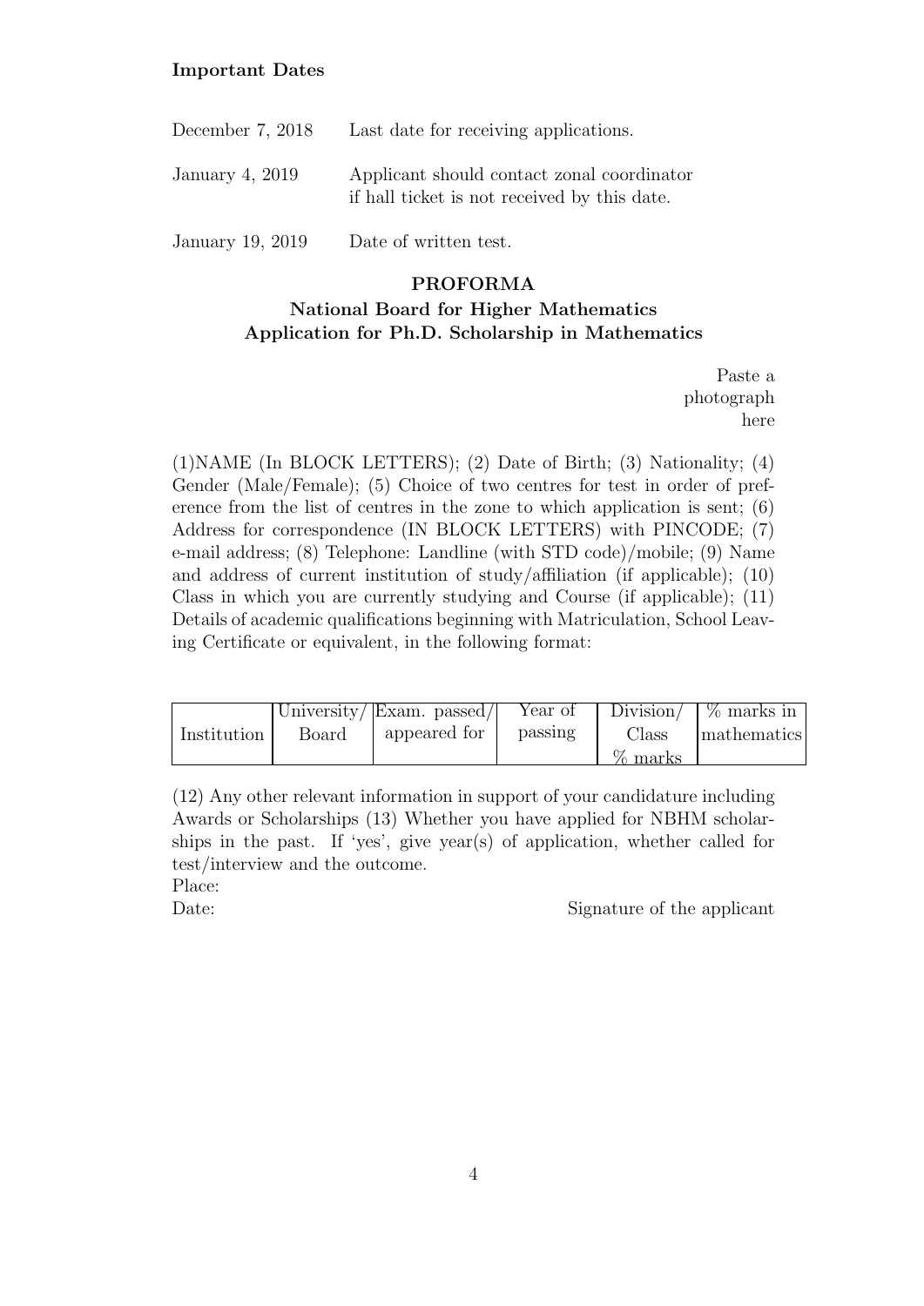**Important Dates**

| | |
|---|---|
| December 7, 2018 | Last date for receiving applications. |
| January 4, 2019 | Applicant should contact zonal coordinator if hall ticket is not received by this date. |
| January 19, 2019 | Date of written test. |

## PROFORMA

### National Board for Higher Mathematics
### Application for Ph.D. Scholarship in Mathematics

Paste a photograph here

(1)NAME (In BLOCK LETTERS); (2) Date of Birth; (3) Nationality; (4) Gender (Male/Female); (5) Choice of two centres for test in order of preference from the list of centres in the zone to which application is sent; (6) Address for correspondence (IN BLOCK LETTERS) with PINCODE; (7) e-mail address; (8) Telephone: Landline (with STD code)/mobile; (9) Name and address of current institution of study/affiliation (if applicable); (10) Class in which you are currently studying and Course (if applicable); (11) Details of academic qualifications beginning with Matriculation, School Leaving Certificate or equivalent, in the following format:

| Institution | University/ Board | Exam. passed/ appeared for | Year of passing | Division/ Class % marks | % marks in mathematics |
|---|---|---|---|---|---|

(12) Any other relevant information in support of your candidature including Awards or Scholarships (13) Whether you have applied for NBHM scholarships in the past. If 'yes', give year(s) of application, whether called for test/interview and the outcome.

Place:

Date: Signature of the applicant